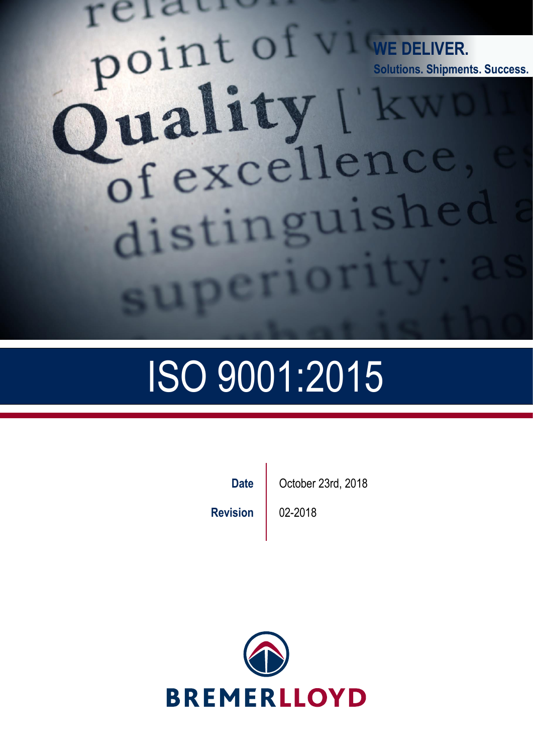**WE DELIVER.**

**Solutions. Shipments. Success.**

# ISO 9001:2015

| | |
|---|---|
| **Date** | October 23rd, 2018 |
| **Revision** | 02-2018 |

BREMERLLOYD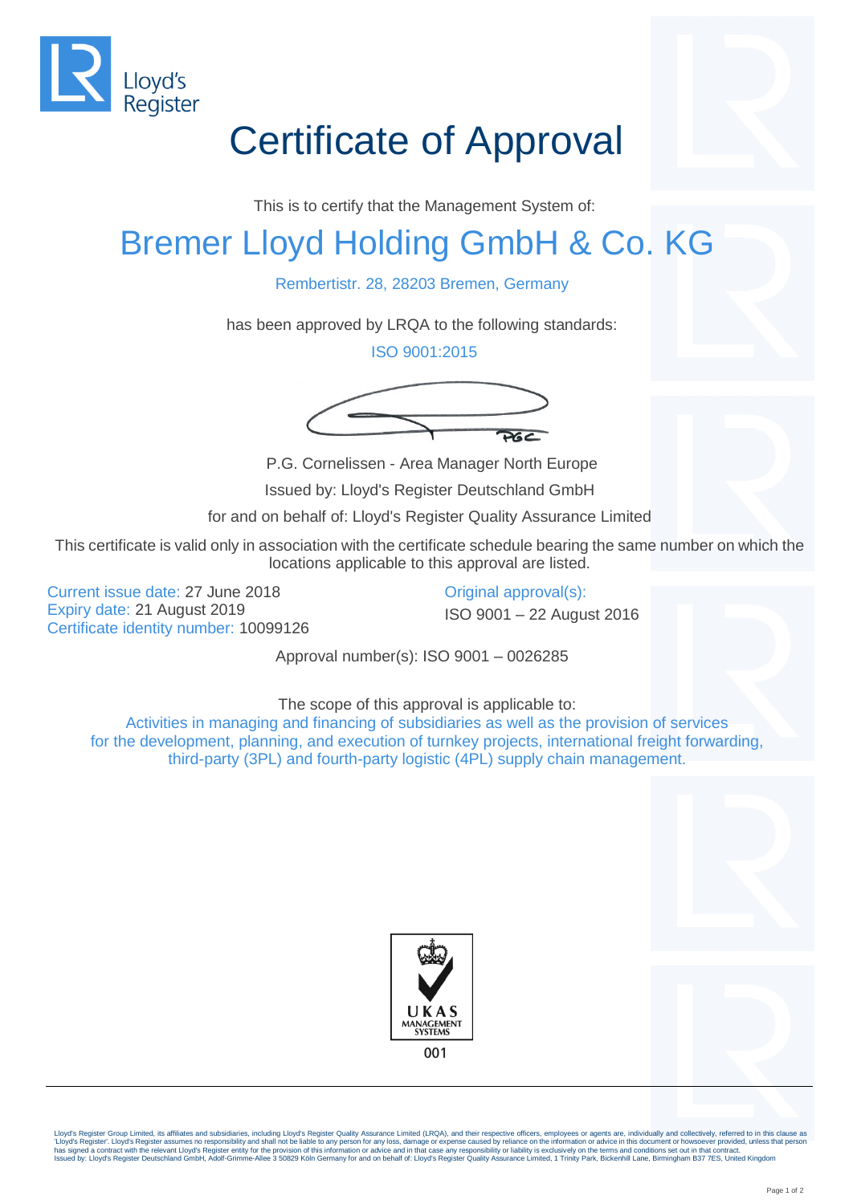Lloyd's Register

# Certificate of Approval

This is to certify that the Management System of:

## Bremer Lloyd Holding GmbH & Co. KG

Rembertistr. 28, 28203 Bremen, Germany

has been approved by LRQA to the following standards:

ISO 9001:2015

P.G. Cornelissen - Area Manager North Europe

Issued by: Lloyd's Register Deutschland GmbH

for and on behalf of: Lloyd's Register Quality Assurance Limited

This certificate is valid only in association with the certificate schedule bearing the same number on which the locations applicable to this approval are listed.

Current issue date: 27 June 2018
Expiry date: 21 August 2019
Certificate identity number: 10099126

Original approval(s):
ISO 9001 – 22 August 2016

Approval number(s): ISO 9001 – 0026285

The scope of this approval is applicable to:
Activities in managing and financing of subsidiaries as well as the provision of services for the development, planning, and execution of turnkey projects, international freight forwarding, third-party (3PL) and fourth-party logistic (4PL) supply chain management.

UKAS MANAGEMENT SYSTEMS
001

Lloyd's Register Group Limited, its affiliates and subsidiaries, including Lloyd's Register Quality Assurance Limited (LRQA), and their respective officers, employees or agents are, individually and collectively, referred to in this clause as 'Lloyd's Register'. Lloyd's Register assumes no responsibility and shall not be liable to any person for any loss, damage or expense caused by reliance on the information or advice in this document or howsoever provided, unless that person has signed a contract with the relevant Lloyd's Register entity for the provision of this information or advice and in that case any responsibility or liability is exclusively on the terms and conditions set out in that contract.
Issued by: Lloyd's Register Deutschland GmbH, Adolf-Grimme-Allee 3 50829 Köln Germany for and on behalf of: Lloyd's Register Quality Assurance Limited, 1 Trinity Park, Bickenhill Lane, Birmingham B37 7ES, United Kingdom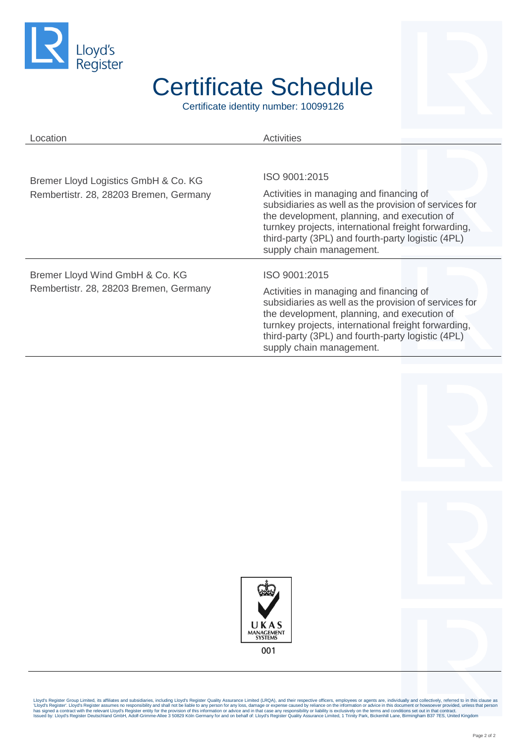Lloyd's Register

# Certificate Schedule

Certificate identity number: 10099126

| Location | Activities |
| --- | --- |
| Bremer Lloyd Logistics GmbH & Co. KG<br>Rembertistr. 28, 28203 Bremen, Germany | ISO 9001:2015<br>Activities in managing and financing of subsidiaries as well as the provision of services for the development, planning, and execution of turnkey projects, international freight forwarding, third-party (3PL) and fourth-party logistic (4PL) supply chain management. |
| Bremer Lloyd Wind GmbH & Co. KG<br>Rembertistr. 28, 28203 Bremen, Germany | ISO 9001:2015<br>Activities in managing and financing of subsidiaries as well as the provision of services for the development, planning, and execution of turnkey projects, international freight forwarding, third-party (3PL) and fourth-party logistic (4PL) supply chain management. |

UKAS MANAGEMENT SYSTEMS

001

Lloyd's Register Group Limited, its affiliates and subsidiaries, including Lloyd's Register Quality Assurance Limited (LRQA), and their respective officers, employees or agents are, individually and collectively, referred to in this clause as 'Lloyd's Register'. Lloyd's Register assumes no responsibility and shall not be liable to any person for any loss, damage or expense caused by reliance on the information or advice in this document or howsoever provided, unless that person has signed a contract with the relevant Lloyd's Register entity for the provision of this information or advice and in that case any responsibility or liability is exclusively on the terms and conditions set out in that contract.
Issued by: Lloyd's Register Deutschland GmbH, Adolf-Grimme-Allee 3 50829 Köln Germany for and on behalf of: Lloyd's Register Quality Assurance Limited, 1 Trinity Park, Bickenhill Lane, Birmingham B37 7ES, United Kingdom